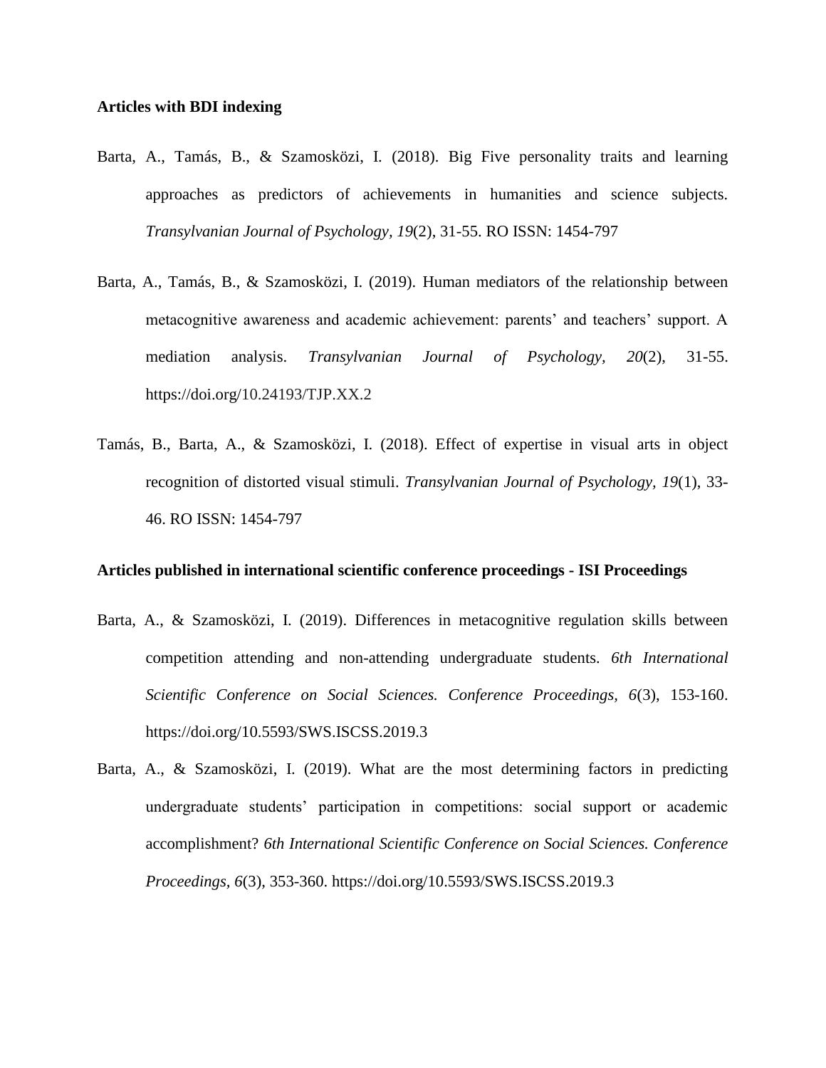**Articles with BDI indexing**

Barta, A., Tamás, B., & Szamosközi, I. (2018). Big Five personality traits and learning approaches as predictors of achievements in humanities and science subjects. *Transylvanian Journal of Psychology, 19*(2), 31-55. RO ISSN: 1454-797

Barta, A., Tamás, B., & Szamosközi, I. (2019). Human mediators of the relationship between metacognitive awareness and academic achievement: parents' and teachers' support. A mediation analysis. *Transylvanian Journal of Psychology, 20*(2), 31-55. https://doi.org/10.24193/TJP.XX.2

Tamás, B., Barta, A., & Szamosközi, I. (2018). Effect of expertise in visual arts in object recognition of distorted visual stimuli. *Transylvanian Journal of Psychology, 19*(1), 33-46. RO ISSN: 1454-797

**Articles published in international scientific conference proceedings - ISI Proceedings**

Barta, A., & Szamosközi, I. (2019). Differences in metacognitive regulation skills between competition attending and non-attending undergraduate students. *6th International Scientific Conference on Social Sciences. Conference Proceedings, 6*(3), 153-160. https://doi.org/10.5593/SWS.ISCSS.2019.3

Barta, A., & Szamosközi, I. (2019). What are the most determining factors in predicting undergraduate students' participation in competitions: social support or academic accomplishment? *6th International Scientific Conference on Social Sciences. Conference Proceedings, 6*(3), 353-360. https://doi.org/10.5593/SWS.ISCSS.2019.3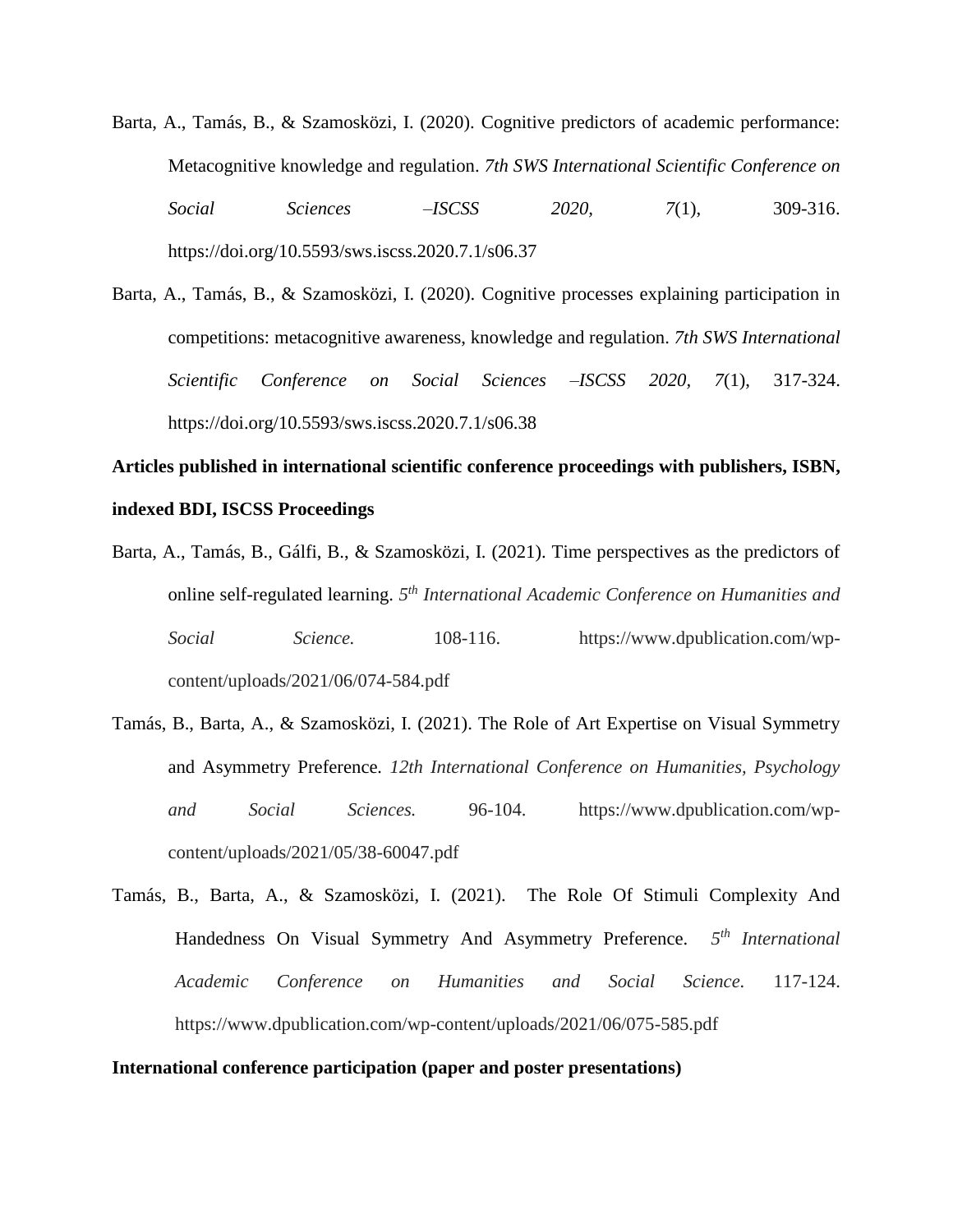Barta, A., Tamás, B., & Szamosközi, I. (2020). Cognitive predictors of academic performance: Metacognitive knowledge and regulation. *7th SWS International Scientific Conference on Social Sciences –ISCSS 2020, 7*(1), 309-316. https://doi.org/10.5593/sws.iscss.2020.7.1/s06.37

Barta, A., Tamás, B., & Szamosközi, I. (2020). Cognitive processes explaining participation in competitions: metacognitive awareness, knowledge and regulation. *7th SWS International Scientific Conference on Social Sciences –ISCSS 2020, 7*(1), 317-324. https://doi.org/10.5593/sws.iscss.2020.7.1/s06.38

**Articles published in international scientific conference proceedings with publishers, ISBN, indexed BDI, ISCSS Proceedings**

Barta, A., Tamás, B., Gálfi, B., & Szamosközi, I. (2021). Time perspectives as the predictors of online self-regulated learning. *5th International Academic Conference on Humanities and Social Science.* 108-116. https://www.dpublication.com/wp-content/uploads/2021/06/074-584.pdf

Tamás, B., Barta, A., & Szamosközi, I. (2021). The Role of Art Expertise on Visual Symmetry and Asymmetry Preference. *12th International Conference on Humanities, Psychology and Social Sciences.* 96-104. https://www.dpublication.com/wp-content/uploads/2021/05/38-60047.pdf

Tamás, B., Barta, A., & Szamosközi, I. (2021). The Role Of Stimuli Complexity And Handedness On Visual Symmetry And Asymmetry Preference. *5th International Academic Conference on Humanities and Social Science.* 117-124. https://www.dpublication.com/wp-content/uploads/2021/06/075-585.pdf

**International conference participation (paper and poster presentations)**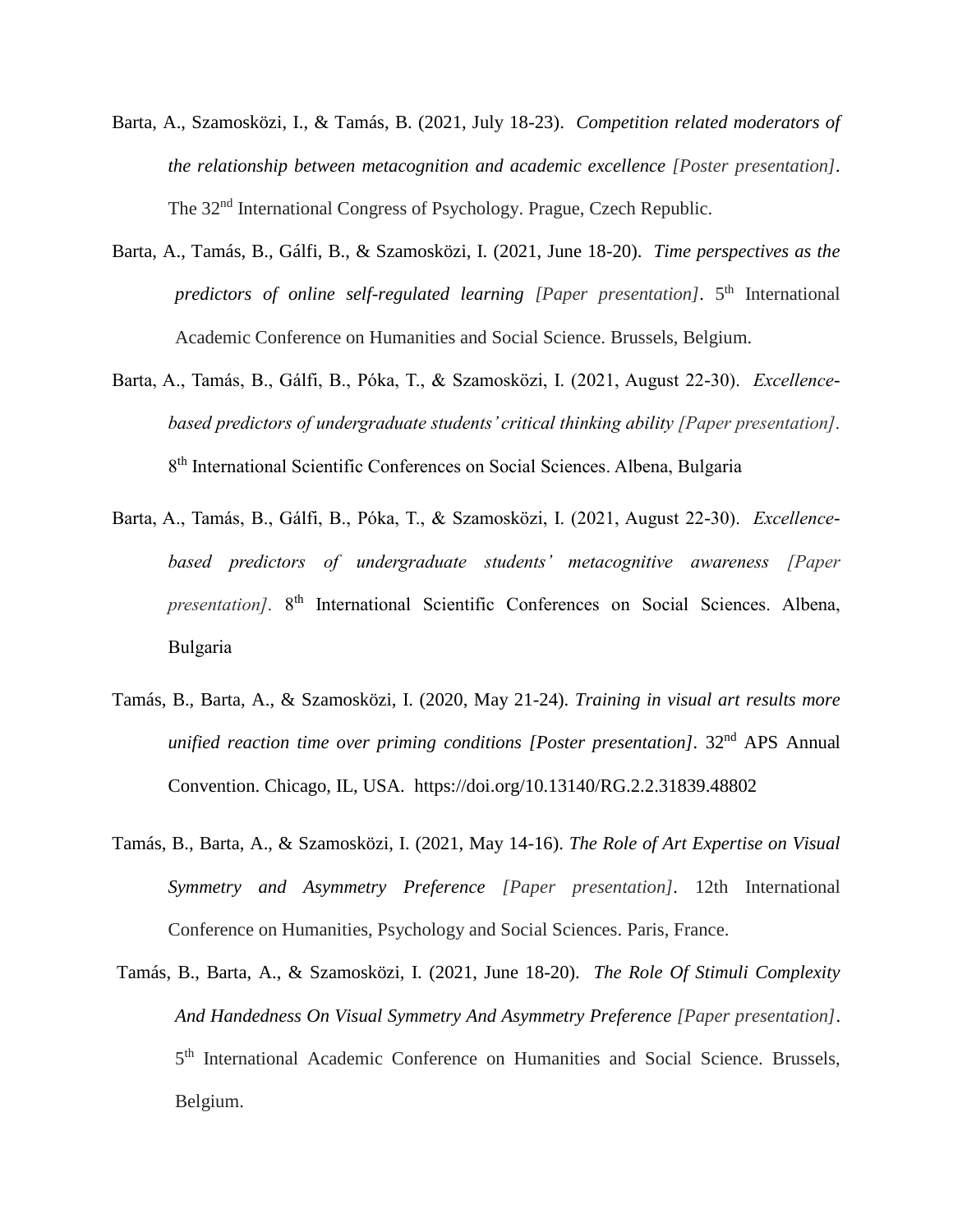Barta, A., Szamosközi, I., & Tamás, B. (2021, July 18-23). *Competition related moderators of the relationship between metacognition and academic excellence [Poster presentation]*. The 32nd International Congress of Psychology. Prague, Czech Republic.

Barta, A., Tamás, B., Gálfi, B., & Szamosközi, I. (2021, June 18-20). *Time perspectives as the predictors of online self-regulated learning [Paper presentation]*. 5th International Academic Conference on Humanities and Social Science. Brussels, Belgium.

Barta, A., Tamás, B., Gálfi, B., Póka, T., & Szamosközi, I. (2021, August 22-30). *Excellence-based predictors of undergraduate students' critical thinking ability [Paper presentation]*. 8th International Scientific Conferences on Social Sciences. Albena, Bulgaria

Barta, A., Tamás, B., Gálfi, B., Póka, T., & Szamosközi, I. (2021, August 22-30). *Excellence-based predictors of undergraduate students' metacognitive awareness [Paper presentation]*. 8th International Scientific Conferences on Social Sciences. Albena, Bulgaria

Tamás, B., Barta, A., & Szamosközi, I. (2020, May 21-24). *Training in visual art results more unified reaction time over priming conditions [Poster presentation]*. 32nd APS Annual Convention. Chicago, IL, USA. https://doi.org/10.13140/RG.2.2.31839.48802

Tamás, B., Barta, A., & Szamosközi, I. (2021, May 14-16). *The Role of Art Expertise on Visual Symmetry and Asymmetry Preference [Paper presentation]*. 12th International Conference on Humanities, Psychology and Social Sciences. Paris, France.

Tamás, B., Barta, A., & Szamosközi, I. (2021, June 18-20). *The Role Of Stimuli Complexity And Handedness On Visual Symmetry And Asymmetry Preference [Paper presentation]*. 5th International Academic Conference on Humanities and Social Science. Brussels, Belgium.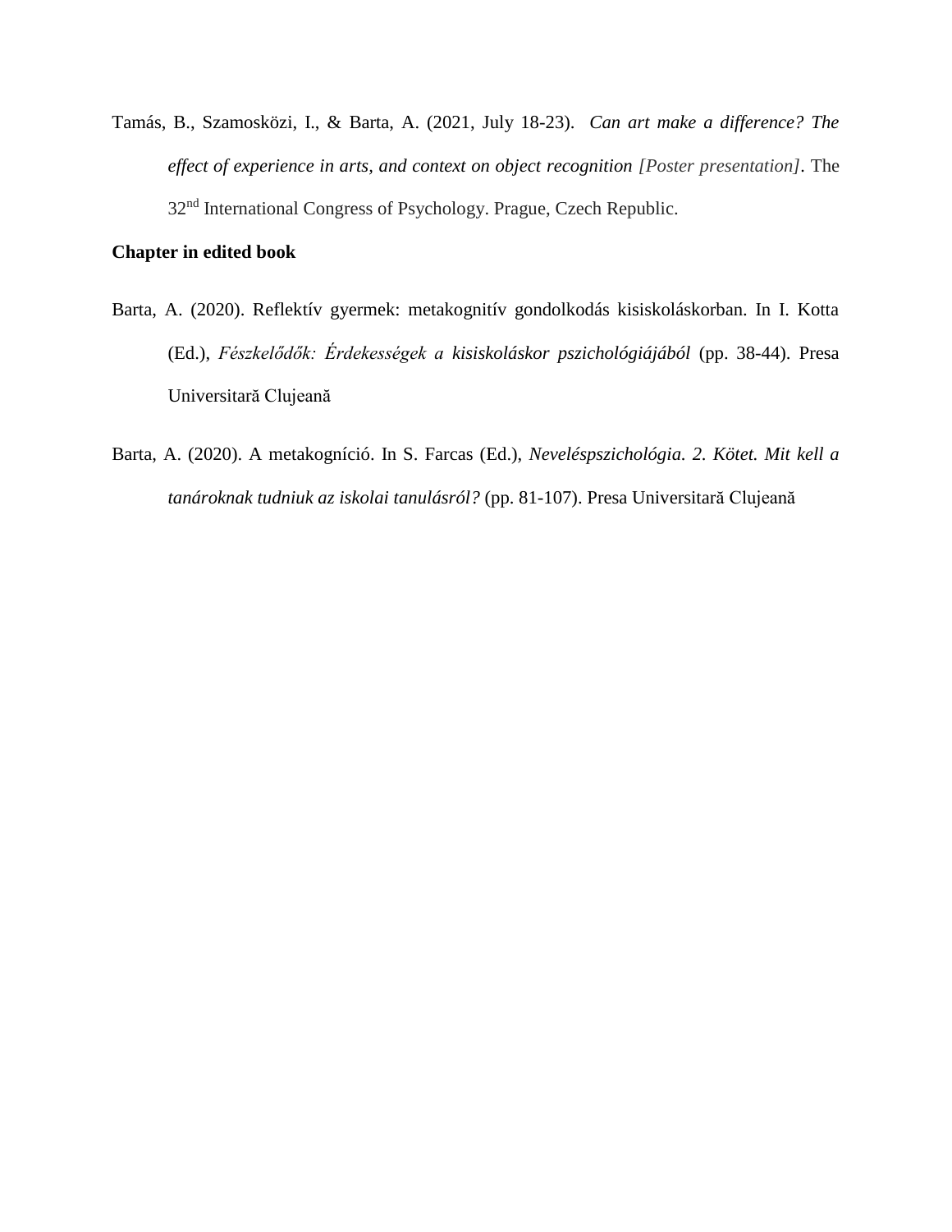Tamás, B., Szamosközi, I., & Barta, A. (2021, July 18-23). *Can art make a difference? The effect of experience in arts, and context on object recognition [Poster presentation]*. The 32nd International Congress of Psychology. Prague, Czech Republic.

**Chapter in edited book**

Barta, A. (2020). Reflektív gyermek: metakognitív gondolkodás kisiskoláskorban. In I. Kotta (Ed.), *Fészkelődők: Érdekességek a kisiskoláskor pszichológiájából* (pp. 38-44). Presa Universitară Clujeană

Barta, A. (2020). A metakogníció. In S. Farcas (Ed.), *Neveléspszichológia. 2. Kötet. Mit kell a tanároknak tudniuk az iskolai tanulásról?* (pp. 81-107). Presa Universitară Clujeană